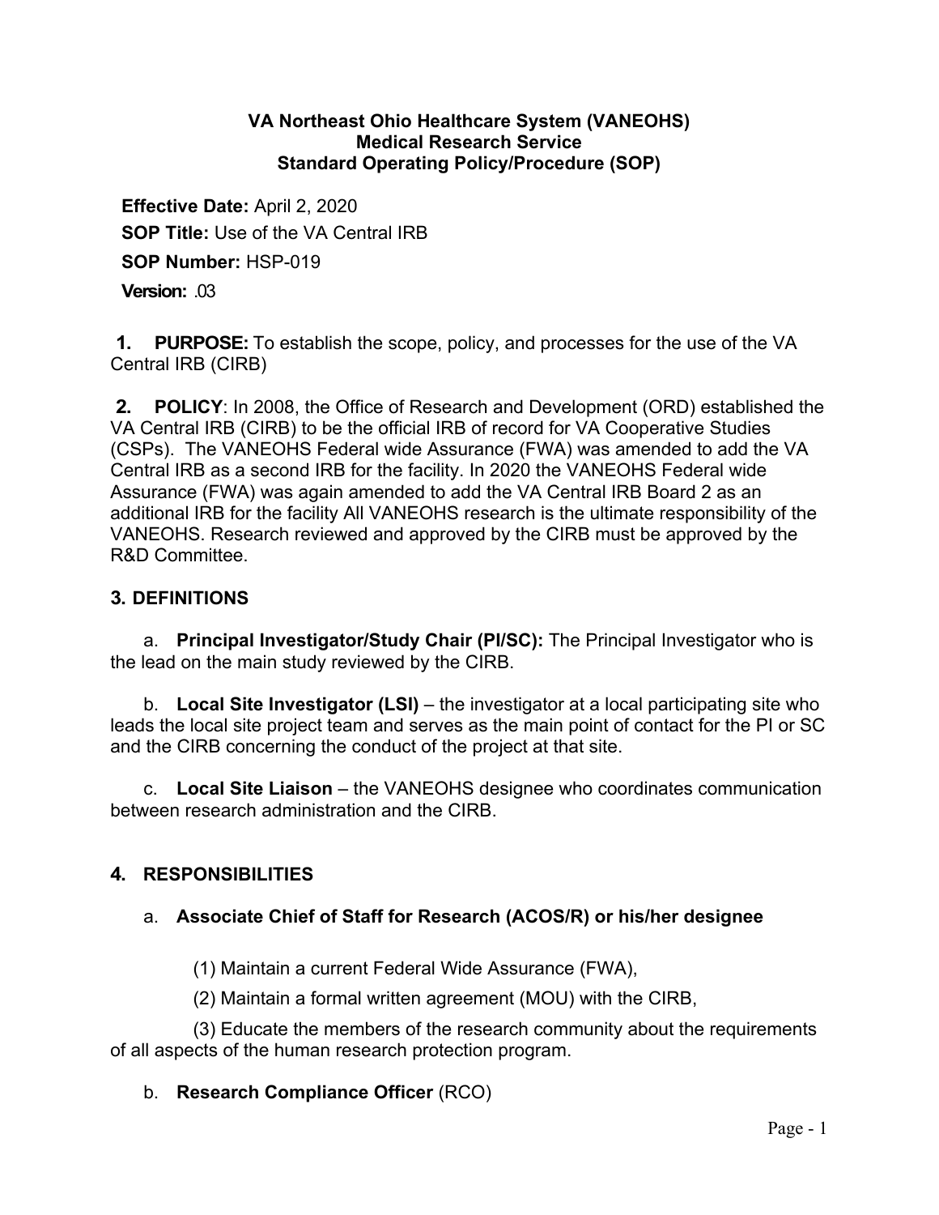**VA Northeast Ohio Healthcare System (VANEOHS)**
**Medical Research Service**
**Standard Operating Policy/Procedure (SOP)**

**Effective Date:** April 2, 2020

**SOP Title:** Use of the VA Central IRB

**SOP Number:** HSP-019

**Version:** .03

**1. PURPOSE:** To establish the scope, policy, and processes for the use of the VA Central IRB (CIRB)

**2. POLICY**: In 2008, the Office of Research and Development (ORD) established the VA Central IRB (CIRB) to be the official IRB of record for VA Cooperative Studies (CSPs). The VANEOHS Federal wide Assurance (FWA) was amended to add the VA Central IRB as a second IRB for the facility. In 2020 the VANEOHS Federal wide Assurance (FWA) was again amended to add the VA Central IRB Board 2 as an additional IRB for the facility All VANEOHS research is the ultimate responsibility of the VANEOHS. Research reviewed and approved by the CIRB must be approved by the R&D Committee.

## 3. DEFINITIONS

a. **Principal Investigator/Study Chair (PI/SC):** The Principal Investigator who is the lead on the main study reviewed by the CIRB.

b. **Local Site Investigator (LSI)** – the investigator at a local participating site who leads the local site project team and serves as the main point of contact for the PI or SC and the CIRB concerning the conduct of the project at that site.

c. **Local Site Liaison** – the VANEOHS designee who coordinates communication between research administration and the CIRB.

## 4. RESPONSIBILITIES

### a. Associate Chief of Staff for Research (ACOS/R) or his/her designee

(1) Maintain a current Federal Wide Assurance (FWA),

(2) Maintain a formal written agreement (MOU) with the CIRB,

(3) Educate the members of the research community about the requirements of all aspects of the human research protection program.

### b. **Research Compliance Officer** (RCO)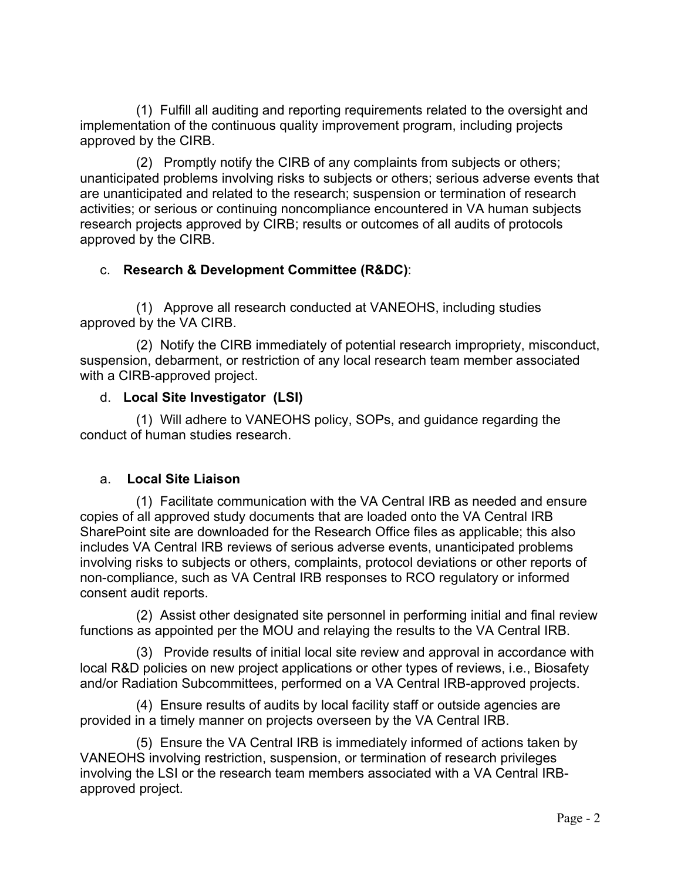(1) Fulfill all auditing and reporting requirements related to the oversight and implementation of the continuous quality improvement program, including projects approved by the CIRB.

(2) Promptly notify the CIRB of any complaints from subjects or others; unanticipated problems involving risks to subjects or others; serious adverse events that are unanticipated and related to the research; suspension or termination of research activities; or serious or continuing noncompliance encountered in VA human subjects research projects approved by CIRB; results or outcomes of all audits of protocols approved by the CIRB.

c. **Research & Development Committee (R&DC)**:

(1) Approve all research conducted at VANEOHS, including studies approved by the VA CIRB.

(2) Notify the CIRB immediately of potential research impropriety, misconduct, suspension, debarment, or restriction of any local research team member associated with a CIRB-approved project.

d. **Local Site Investigator (LSI)**

(1) Will adhere to VANEOHS policy, SOPs, and guidance regarding the conduct of human studies research.

a. **Local Site Liaison**

(1) Facilitate communication with the VA Central IRB as needed and ensure copies of all approved study documents that are loaded onto the VA Central IRB SharePoint site are downloaded for the Research Office files as applicable; this also includes VA Central IRB reviews of serious adverse events, unanticipated problems involving risks to subjects or others, complaints, protocol deviations or other reports of non-compliance, such as VA Central IRB responses to RCO regulatory or informed consent audit reports.

(2) Assist other designated site personnel in performing initial and final review functions as appointed per the MOU and relaying the results to the VA Central IRB.

(3) Provide results of initial local site review and approval in accordance with local R&D policies on new project applications or other types of reviews, i.e., Biosafety and/or Radiation Subcommittees, performed on a VA Central IRB-approved projects.

(4) Ensure results of audits by local facility staff or outside agencies are provided in a timely manner on projects overseen by the VA Central IRB.

(5) Ensure the VA Central IRB is immediately informed of actions taken by VANEOHS involving restriction, suspension, or termination of research privileges involving the LSI or the research team members associated with a VA Central IRB-approved project.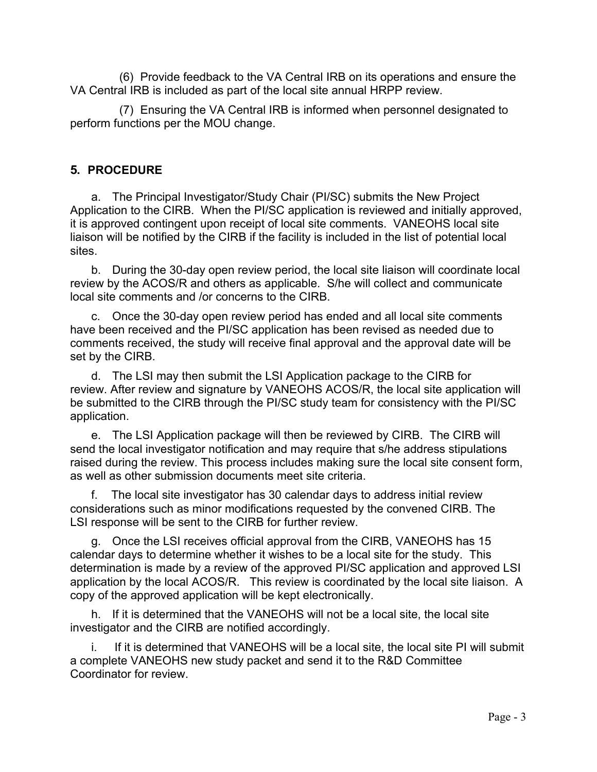(6) Provide feedback to the VA Central IRB on its operations and ensure the VA Central IRB is included as part of the local site annual HRPP review.

(7) Ensuring the VA Central IRB is informed when personnel designated to perform functions per the MOU change.

## 5. PROCEDURE

a. The Principal Investigator/Study Chair (PI/SC) submits the New Project Application to the CIRB. When the PI/SC application is reviewed and initially approved, it is approved contingent upon receipt of local site comments. VANEOHS local site liaison will be notified by the CIRB if the facility is included in the list of potential local sites.

b. During the 30-day open review period, the local site liaison will coordinate local review by the ACOS/R and others as applicable. S/he will collect and communicate local site comments and /or concerns to the CIRB.

c. Once the 30-day open review period has ended and all local site comments have been received and the PI/SC application has been revised as needed due to comments received, the study will receive final approval and the approval date will be set by the CIRB.

d. The LSI may then submit the LSI Application package to the CIRB for review. After review and signature by VANEOHS ACOS/R, the local site application will be submitted to the CIRB through the PI/SC study team for consistency with the PI/SC application.

e. The LSI Application package will then be reviewed by CIRB. The CIRB will send the local investigator notification and may require that s/he address stipulations raised during the review. This process includes making sure the local site consent form, as well as other submission documents meet site criteria.

f. The local site investigator has 30 calendar days to address initial review considerations such as minor modifications requested by the convened CIRB. The LSI response will be sent to the CIRB for further review.

g. Once the LSI receives official approval from the CIRB, VANEOHS has 15 calendar days to determine whether it wishes to be a local site for the study. This determination is made by a review of the approved PI/SC application and approved LSI application by the local ACOS/R. This review is coordinated by the local site liaison. A copy of the approved application will be kept electronically.

h. If it is determined that the VANEOHS will not be a local site, the local site investigator and the CIRB are notified accordingly.

i. If it is determined that VANEOHS will be a local site, the local site PI will submit a complete VANEOHS new study packet and send it to the R&D Committee Coordinator for review.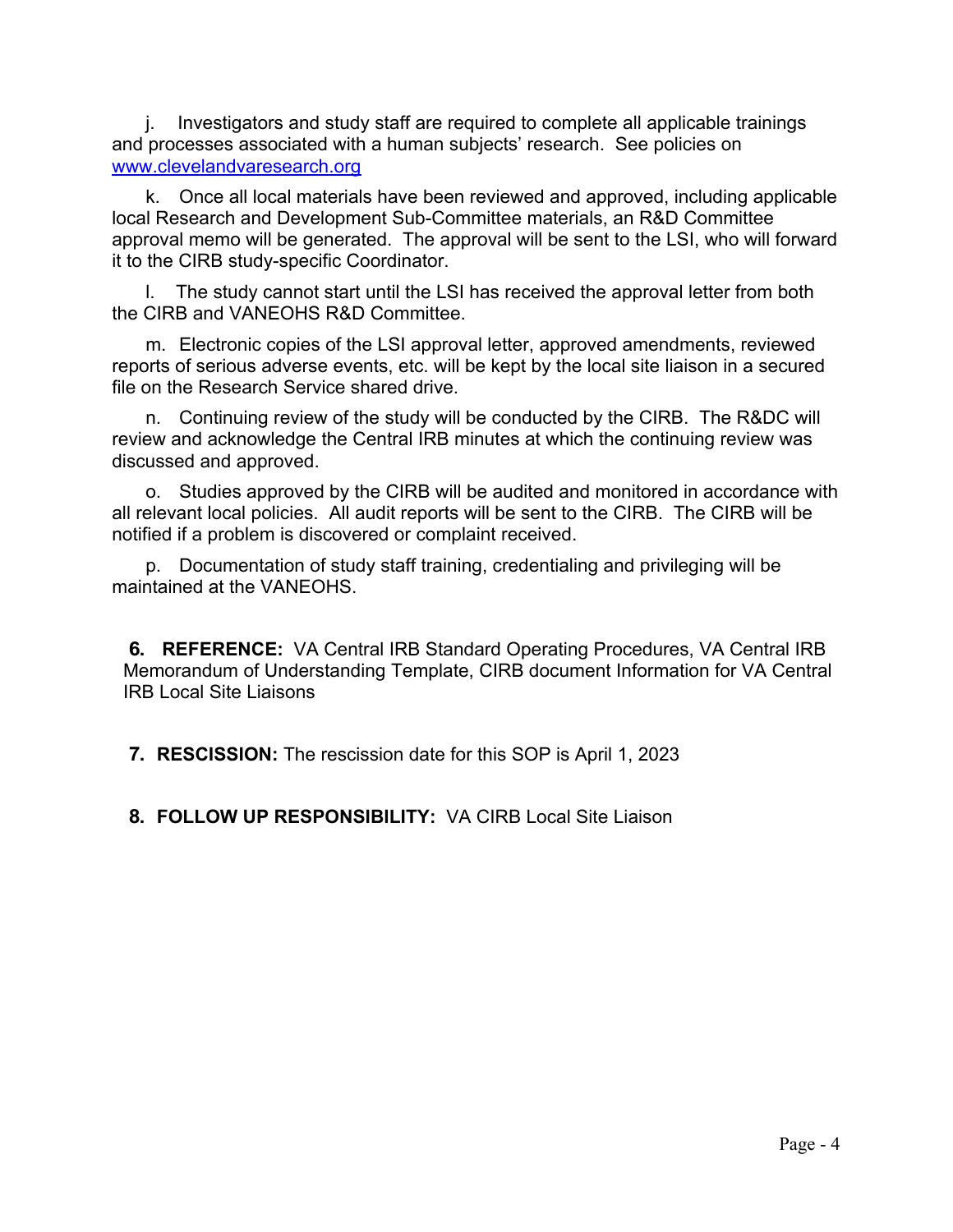j. Investigators and study staff are required to complete all applicable trainings and processes associated with a human subjects' research. See policies on [www.clevelandvaresearch.org](http://www.clevelandvaresearch.org)

k. Once all local materials have been reviewed and approved, including applicable local Research and Development Sub-Committee materials, an R&D Committee approval memo will be generated. The approval will be sent to the LSI, who will forward it to the CIRB study-specific Coordinator.

l. The study cannot start until the LSI has received the approval letter from both the CIRB and VANEOHS R&D Committee.

m. Electronic copies of the LSI approval letter, approved amendments, reviewed reports of serious adverse events, etc. will be kept by the local site liaison in a secured file on the Research Service shared drive.

n. Continuing review of the study will be conducted by the CIRB. The R&DC will review and acknowledge the Central IRB minutes at which the continuing review was discussed and approved.

o. Studies approved by the CIRB will be audited and monitored in accordance with all relevant local policies. All audit reports will be sent to the CIRB. The CIRB will be notified if a problem is discovered or complaint received.

p. Documentation of study staff training, credentialing and privileging will be maintained at the VANEOHS.

**6. REFERENCE:** VA Central IRB Standard Operating Procedures, VA Central IRB Memorandum of Understanding Template, CIRB document Information for VA Central IRB Local Site Liaisons

**7. RESCISSION:** The rescission date for this SOP is April 1, 2023

**8. FOLLOW UP RESPONSIBILITY:** VA CIRB Local Site Liaison